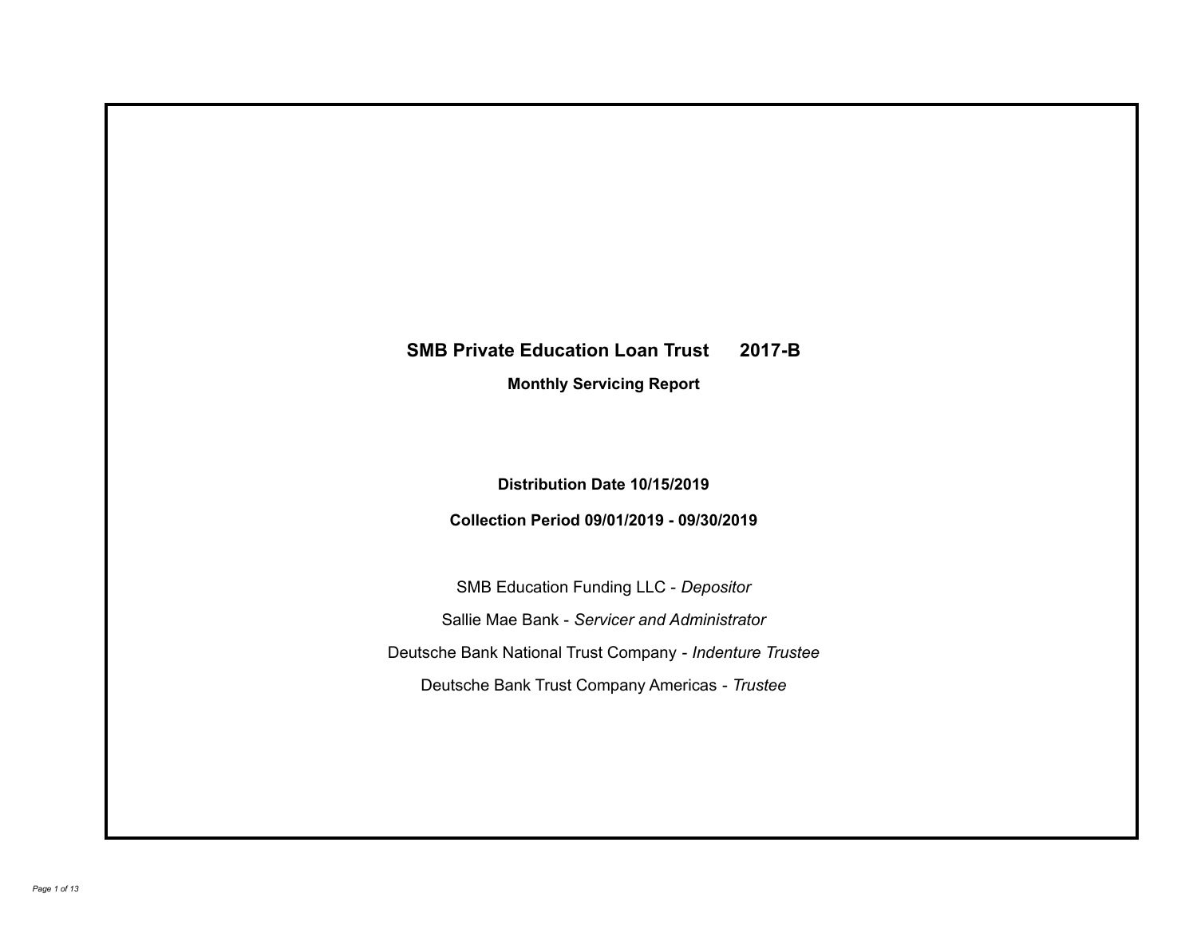# SMB Private Education Loan Trust 2017-B

## Monthly Servicing Report

**Distribution Date 10/15/2019**

**Collection Period 09/01/2019 - 09/30/2019**

SMB Education Funding LLC - *Depositor*

Sallie Mae Bank - *Servicer and Administrator*

Deutsche Bank National Trust Company - *Indenture Trustee*

Deutsche Bank Trust Company Americas - *Trustee*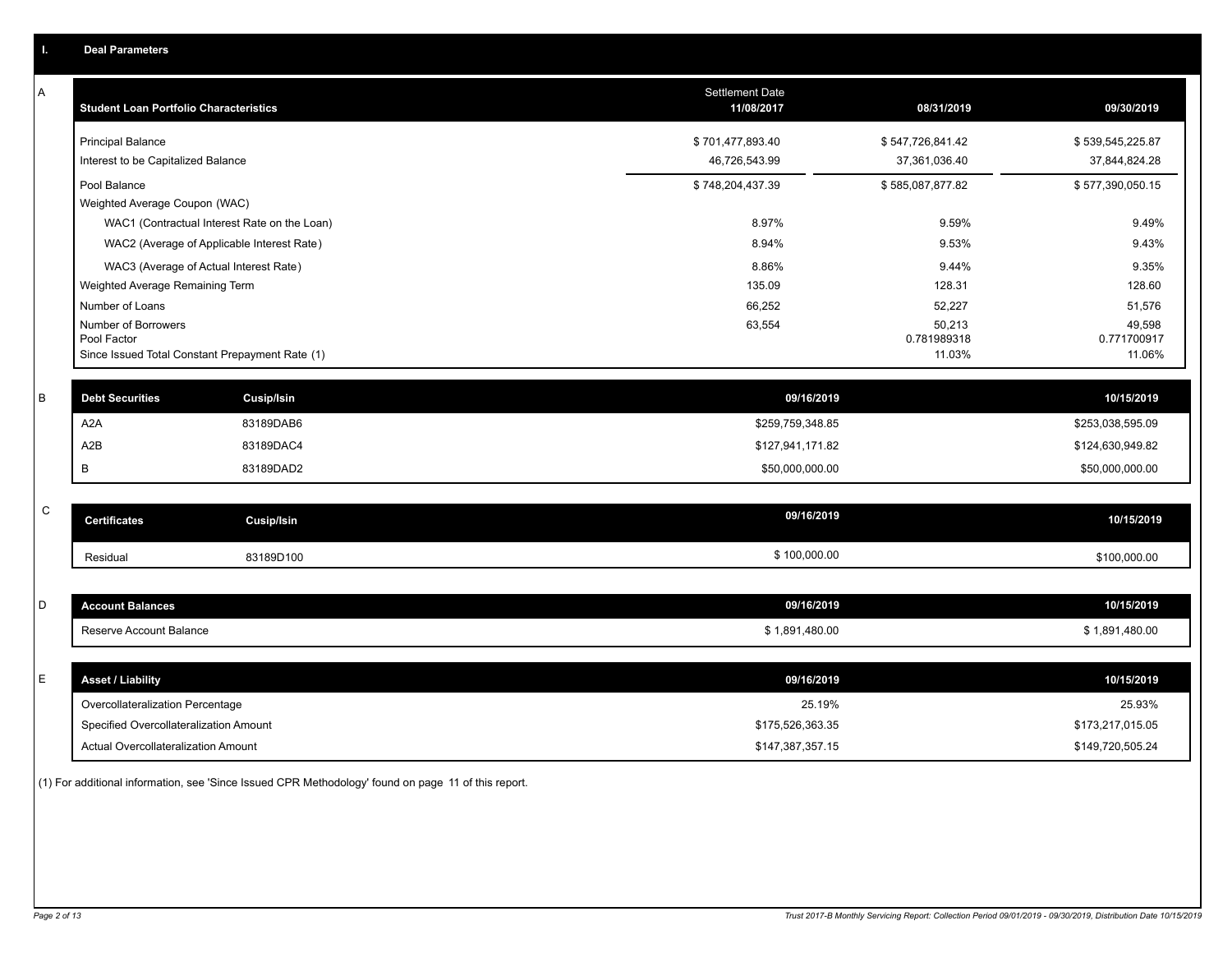## I. Deal Parameters

### A

| Student Loan Portfolio Characteristics | Settlement Date 11/08/2017 | 08/31/2019 | 09/30/2019 |
|---|---|---|---|
| Principal Balance | $ 701,477,893.40 | $ 547,726,841.42 | $ 539,545,225.87 |
| Interest to be Capitalized Balance | 46,726,543.99 | 37,361,036.40 | 37,844,824.28 |
| Pool Balance | $ 748,204,437.39 | $ 585,087,877.82 | $ 577,390,050.15 |
| Weighted Average Coupon (WAC) | | | |
| WAC1 (Contractual Interest Rate on the Loan) | 8.97% | 9.59% | 9.49% |
| WAC2 (Average of Applicable Interest Rate) | 8.94% | 9.53% | 9.43% |
| WAC3 (Average of Actual Interest Rate) | 8.86% | 9.44% | 9.35% |
| Weighted Average Remaining Term | 135.09 | 128.31 | 128.60 |
| Number of Loans | 66,252 | 52,227 | 51,576 |
| Number of Borrowers | 63,554 | 50,213 | 49,598 |
| Pool Factor | | 0.781989318 | 0.771700917 |
| Since Issued Total Constant Prepayment Rate (1) | | 11.03% | 11.06% |

### B

| Debt Securities | Cusip/Isin | 09/16/2019 | 10/15/2019 |
|---|---|---|---|
| A2A | 83189DAB6 | $259,759,348.85 | $253,038,595.09 |
| A2B | 83189DAC4 | $127,941,171.82 | $124,630,949.82 |
| B | 83189DAD2 | $50,000,000.00 | $50,000,000.00 |

### C

| Certificates | Cusip/Isin | 09/16/2019 | 10/15/2019 |
|---|---|---|---|
| Residual | 83189D100 | $ 100,000.00 | $100,000.00 |

### D

| Account Balances | 09/16/2019 | 10/15/2019 |
|---|---|---|
| Reserve Account Balance | $ 1,891,480.00 | $ 1,891,480.00 |

### E

| Asset / Liability | 09/16/2019 | 10/15/2019 |
|---|---|---|
| Overcollateralization Percentage | 25.19% | 25.93% |
| Specified Overcollateralization Amount | $175,526,363.35 | $173,217,015.05 |
| Actual Overcollateralization Amount | $147,387,357.15 | $149,720,505.24 |

(1) For additional information, see 'Since Issued CPR Methodology' found on page 11 of this report.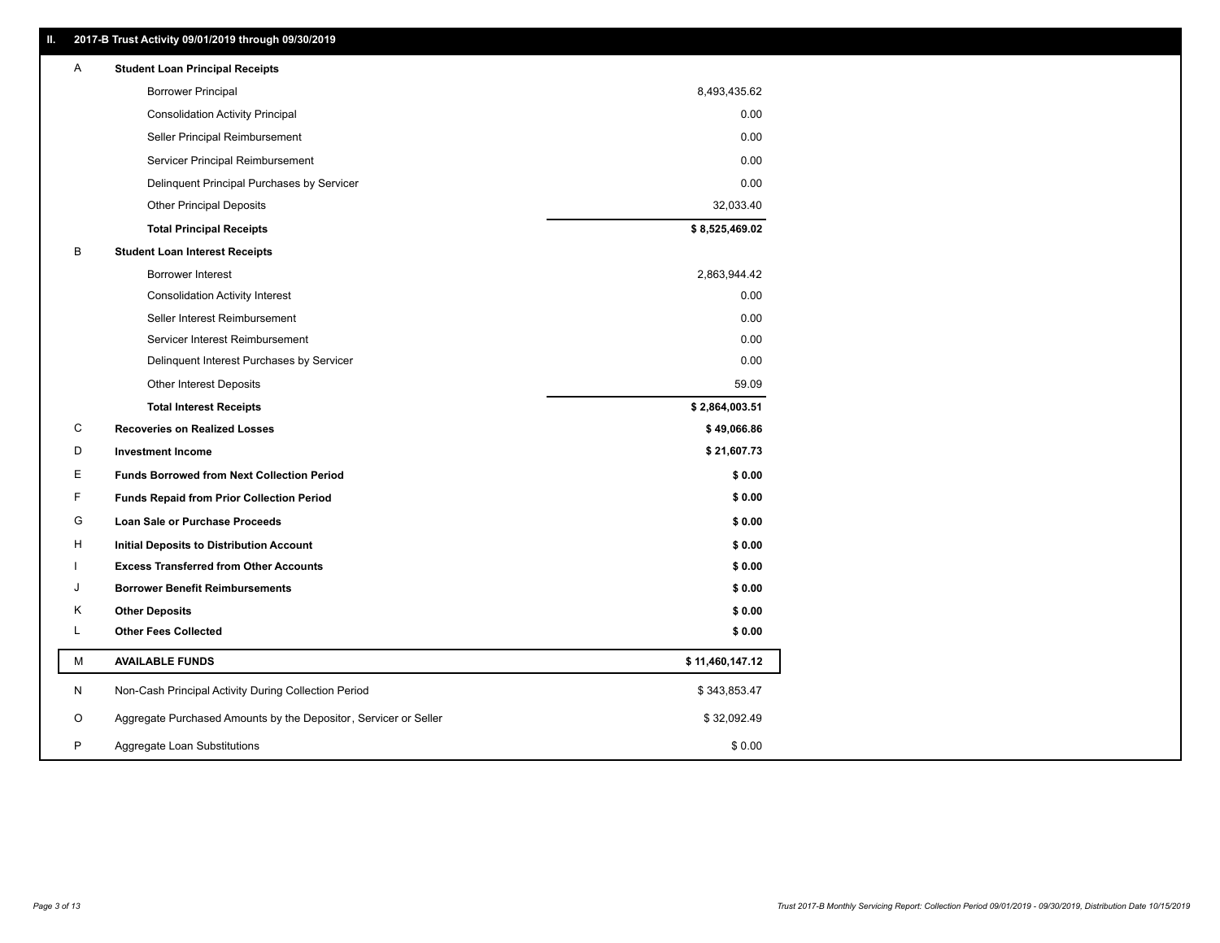## II. 2017-B Trust Activity 09/01/2019 through 09/30/2019

| | | |
|---|---|---|
| A | **Student Loan Principal Receipts** | |
| | Borrower Principal | 8,493,435.62 |
| | Consolidation Activity Principal | 0.00 |
| | Seller Principal Reimbursement | 0.00 |
| | Servicer Principal Reimbursement | 0.00 |
| | Delinquent Principal Purchases by Servicer | 0.00 |
| | Other Principal Deposits | 32,033.40 |
| | **Total Principal Receipts** | **$ 8,525,469.02** |
| B | **Student Loan Interest Receipts** | |
| | Borrower Interest | 2,863,944.42 |
| | Consolidation Activity Interest | 0.00 |
| | Seller Interest Reimbursement | 0.00 |
| | Servicer Interest Reimbursement | 0.00 |
| | Delinquent Interest Purchases by Servicer | 0.00 |
| | Other Interest Deposits | 59.09 |
| | **Total Interest Receipts** | **$ 2,864,003.51** |
| C | **Recoveries on Realized Losses** | **$ 49,066.86** |
| D | **Investment Income** | **$ 21,607.73** |
| E | **Funds Borrowed from Next Collection Period** | **$ 0.00** |
| F | **Funds Repaid from Prior Collection Period** | **$ 0.00** |
| G | **Loan Sale or Purchase Proceeds** | **$ 0.00** |
| H | **Initial Deposits to Distribution Account** | **$ 0.00** |
| I | **Excess Transferred from Other Accounts** | **$ 0.00** |
| J | **Borrower Benefit Reimbursements** | **$ 0.00** |
| K | **Other Deposits** | **$ 0.00** |
| L | **Other Fees Collected** | **$ 0.00** |
| M | **AVAILABLE FUNDS** | **$ 11,460,147.12** |
| N | Non-Cash Principal Activity During Collection Period | $ 343,853.47 |
| O | Aggregate Purchased Amounts by the Depositor, Servicer or Seller | $ 32,092.49 |
| P | Aggregate Loan Substitutions | $ 0.00 |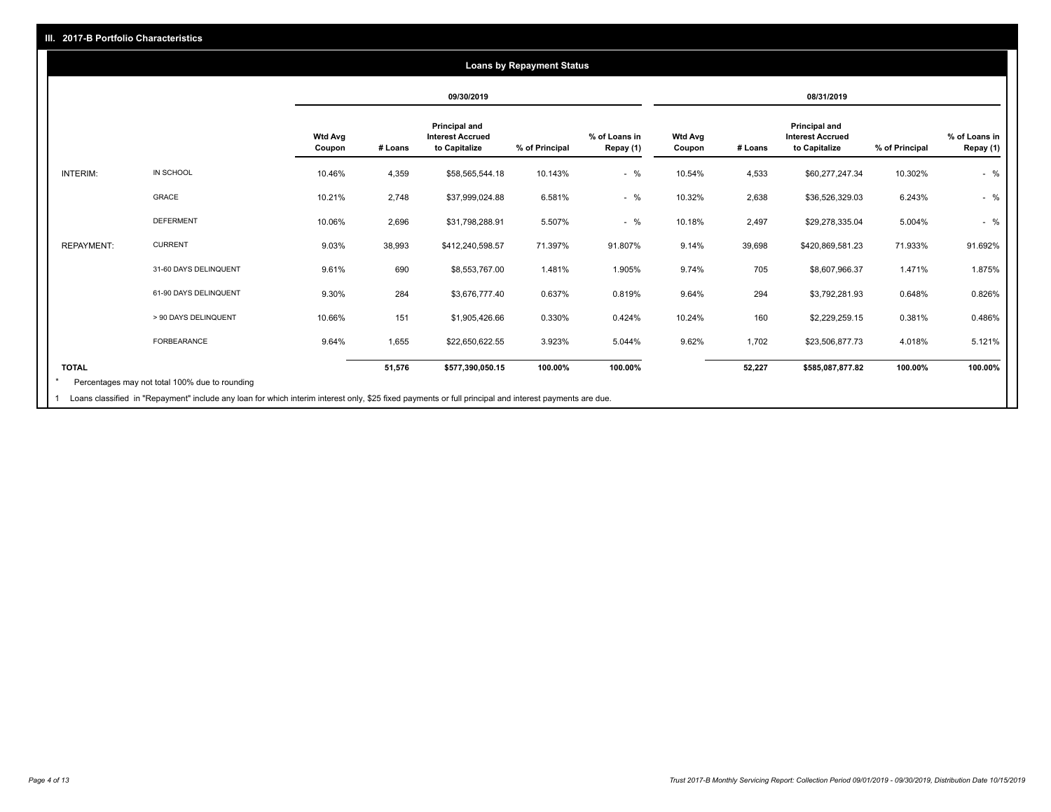## III. 2017-B Portfolio Characteristics

### Loans by Repayment Status

| | | 09/30/2019 | | | | | 08/31/2019 | | | | |
|---|---|---|---|---|---|---|---|---|---|---|---|
| | | Wtd Avg Coupon | # Loans | Principal and Interest Accrued to Capitalize | % of Principal | % of Loans in Repay (1) | Wtd Avg Coupon | # Loans | Principal and Interest Accrued to Capitalize | % of Principal | % of Loans in Repay (1) |
| INTERIM: | IN SCHOOL | 10.46% | 4,359 | $58,565,544.18 | 10.143% | - % | 10.54% | 4,533 | $60,277,247.34 | 10.302% | - % |
| | GRACE | 10.21% | 2,748 | $37,999,024.88 | 6.581% | - % | 10.32% | 2,638 | $36,526,329.03 | 6.243% | - % |
| | DEFERMENT | 10.06% | 2,696 | $31,798,288.91 | 5.507% | - % | 10.18% | 2,497 | $29,278,335.04 | 5.004% | - % |
| REPAYMENT: | CURRENT | 9.03% | 38,993 | $412,240,598.57 | 71.397% | 91.807% | 9.14% | 39,698 | $420,869,581.23 | 71.933% | 91.692% |
| | 31-60 DAYS DELINQUENT | 9.61% | 690 | $8,553,767.00 | 1.481% | 1.905% | 9.74% | 705 | $8,607,966.37 | 1.471% | 1.875% |
| | 61-90 DAYS DELINQUENT | 9.30% | 284 | $3,676,777.40 | 0.637% | 0.819% | 9.64% | 294 | $3,792,281.93 | 0.648% | 0.826% |
| | > 90 DAYS DELINQUENT | 10.66% | 151 | $1,905,426.66 | 0.330% | 0.424% | 10.24% | 160 | $2,229,259.15 | 0.381% | 0.486% |
| | FORBEARANCE | 9.64% | 1,655 | $22,650,622.55 | 3.923% | 5.044% | 9.62% | 1,702 | $23,506,877.73 | 4.018% | 5.121% |
| TOTAL | | | 51,576 | $577,390,050.15 | 100.00% | 100.00% | | 52,227 | $585,087,877.82 | 100.00% | 100.00% |

* Percentages may not total 100% due to rounding

1 Loans classified in "Repayment" include any loan for which interim interest only, $25 fixed payments or full principal and interest payments are due.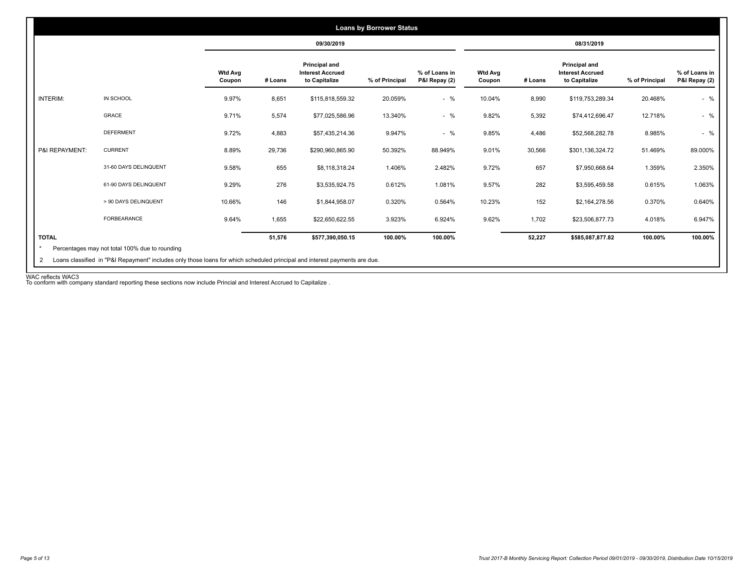## Loans by Borrower Status

| | | 09/30/2019 | | | | | 08/31/2019 | | | | |
|---|---|---|---|---|---|---|---|---|---|---|---|
| | | Wtd Avg Coupon | # Loans | Principal and Interest Accrued to Capitalize | % of Principal | % of Loans in P&I Repay (2) | Wtd Avg Coupon | # Loans | Principal and Interest Accrued to Capitalize | % of Principal | % of Loans in P&I Repay (2) |
| INTERIM: | IN SCHOOL | 9.97% | 8,651 | $115,818,559.32 | 20.059% | - % | 10.04% | 8,990 | $119,753,289.34 | 20.468% | - % |
| | GRACE | 9.71% | 5,574 | $77,025,586.96 | 13.340% | - % | 9.82% | 5,392 | $74,412,696.47 | 12.718% | - % |
| | DEFERMENT | 9.72% | 4,883 | $57,435,214.36 | 9.947% | - % | 9.85% | 4,486 | $52,568,282.78 | 8.985% | - % |
| P&I REPAYMENT: | CURRENT | 8.89% | 29,736 | $290,960,865.90 | 50.392% | 88.949% | 9.01% | 30,566 | $301,136,324.72 | 51.469% | 89.000% |
| | 31-60 DAYS DELINQUENT | 9.58% | 655 | $8,118,318.24 | 1.406% | 2.482% | 9.72% | 657 | $7,950,668.64 | 1.359% | 2.350% |
| | 61-90 DAYS DELINQUENT | 9.29% | 276 | $3,535,924.75 | 0.612% | 1.081% | 9.57% | 282 | $3,595,459.58 | 0.615% | 1.063% |
| | > 90 DAYS DELINQUENT | 10.66% | 146 | $1,844,958.07 | 0.320% | 0.564% | 10.23% | 152 | $2,164,278.56 | 0.370% | 0.640% |
| | FORBEARANCE | 9.64% | 1,655 | $22,650,622.55 | 3.923% | 6.924% | 9.62% | 1,702 | $23,506,877.73 | 4.018% | 6.947% |
| **TOTAL** | | | **51,576** | **$577,390,050.15** | **100.00%** | **100.00%** | | **52,227** | **$585,087,877.82** | **100.00%** | **100.00%** |

\* Percentages may not total 100% due to rounding

2 Loans classified in "P&I Repayment" includes only those loans for which scheduled principal and interest payments are due.

WAC reflects WAC3

To conform with company standard reporting these sections now include Princial and Interest Accrued to Capitalize .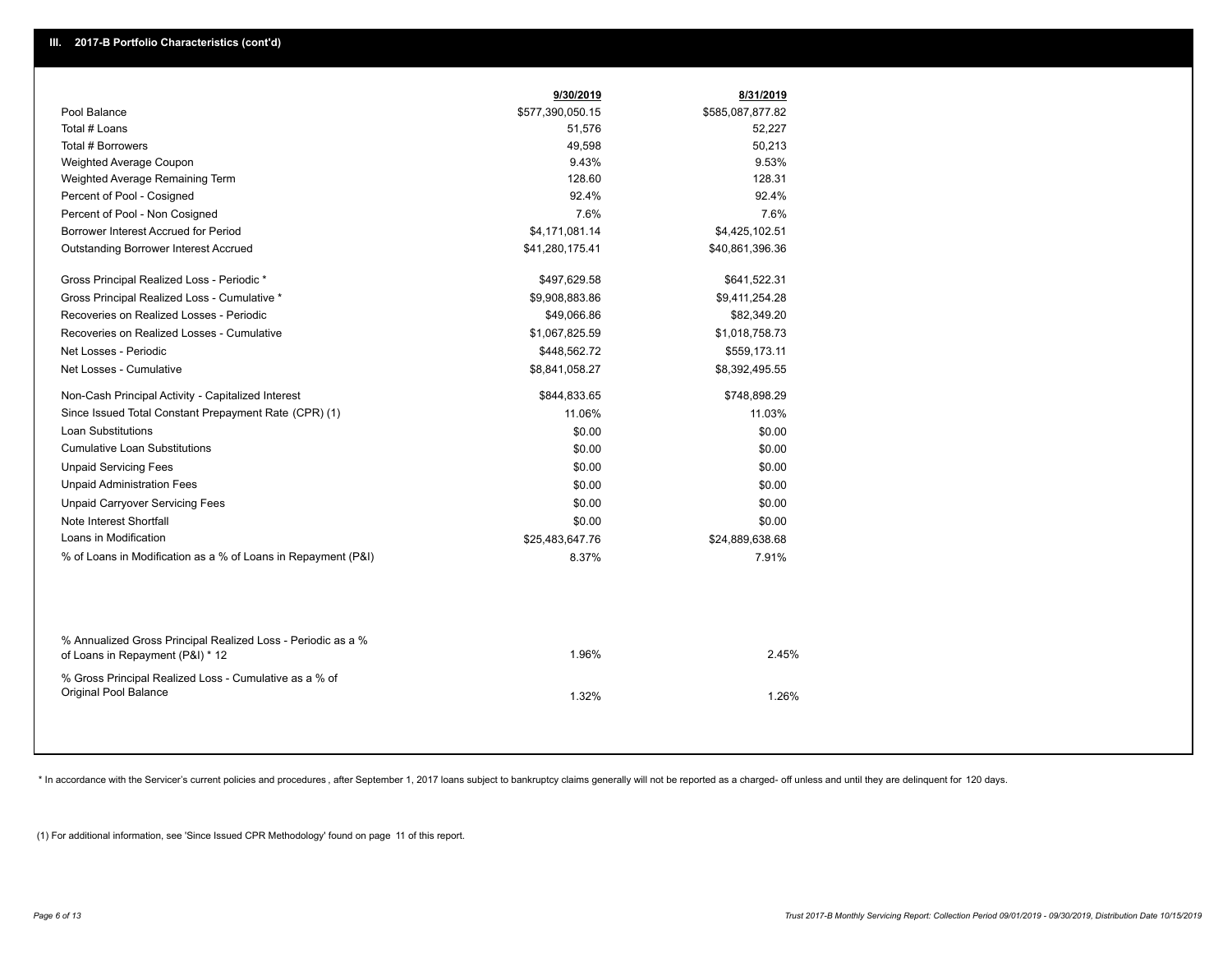## III. 2017-B Portfolio Characteristics (cont'd)

| | 9/30/2019 | 8/31/2019 |
|---|---|---|
| Pool Balance | $577,390,050.15 | $585,087,877.82 |
| Total # Loans | 51,576 | 52,227 |
| Total # Borrowers | 49,598 | 50,213 |
| Weighted Average Coupon | 9.43% | 9.53% |
| Weighted Average Remaining Term | 128.60 | 128.31 |
| Percent of Pool - Cosigned | 92.4% | 92.4% |
| Percent of Pool - Non Cosigned | 7.6% | 7.6% |
| Borrower Interest Accrued for Period | $4,171,081.14 | $4,425,102.51 |
| Outstanding Borrower Interest Accrued | $41,280,175.41 | $40,861,396.36 |
| Gross Principal Realized Loss - Periodic * | $497,629.58 | $641,522.31 |
| Gross Principal Realized Loss - Cumulative * | $9,908,883.86 | $9,411,254.28 |
| Recoveries on Realized Losses - Periodic | $49,066.86 | $82,349.20 |
| Recoveries on Realized Losses - Cumulative | $1,067,825.59 | $1,018,758.73 |
| Net Losses - Periodic | $448,562.72 | $559,173.11 |
| Net Losses - Cumulative | $8,841,058.27 | $8,392,495.55 |
| Non-Cash Principal Activity - Capitalized Interest | $844,833.65 | $748,898.29 |
| Since Issued Total Constant Prepayment Rate (CPR) (1) | 11.06% | 11.03% |
| Loan Substitutions | $0.00 | $0.00 |
| Cumulative Loan Substitutions | $0.00 | $0.00 |
| Unpaid Servicing Fees | $0.00 | $0.00 |
| Unpaid Administration Fees | $0.00 | $0.00 |
| Unpaid Carryover Servicing Fees | $0.00 | $0.00 |
| Note Interest Shortfall | $0.00 | $0.00 |
| Loans in Modification | $25,483,647.76 | $24,889,638.68 |
| % of Loans in Modification as a % of Loans in Repayment (P&I) | 8.37% | 7.91% |
| % Annualized Gross Principal Realized Loss - Periodic as a % of Loans in Repayment (P&I) * 12 | 1.96% | 2.45% |
| % Gross Principal Realized Loss - Cumulative as a % of Original Pool Balance | 1.32% | 1.26% |

* In accordance with the Servicer's current policies and procedures, after September 1, 2017 loans subject to bankruptcy claims generally will not be reported as a charged- off unless and until they are delinquent for 120 days.

(1) For additional information, see 'Since Issued CPR Methodology' found on page 11 of this report.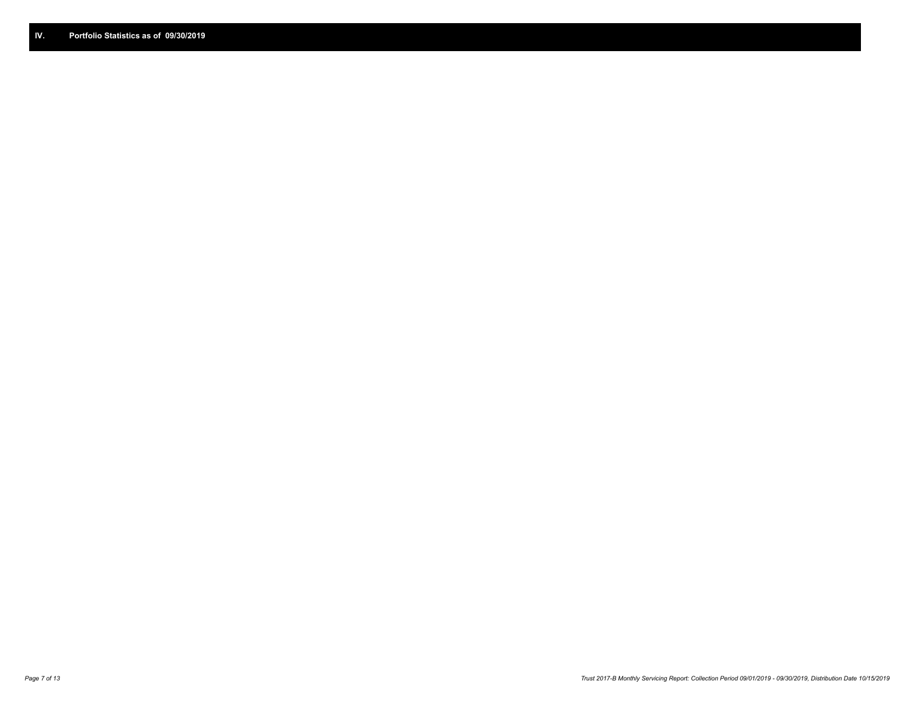## IV. Portfolio Statistics as of 09/30/2019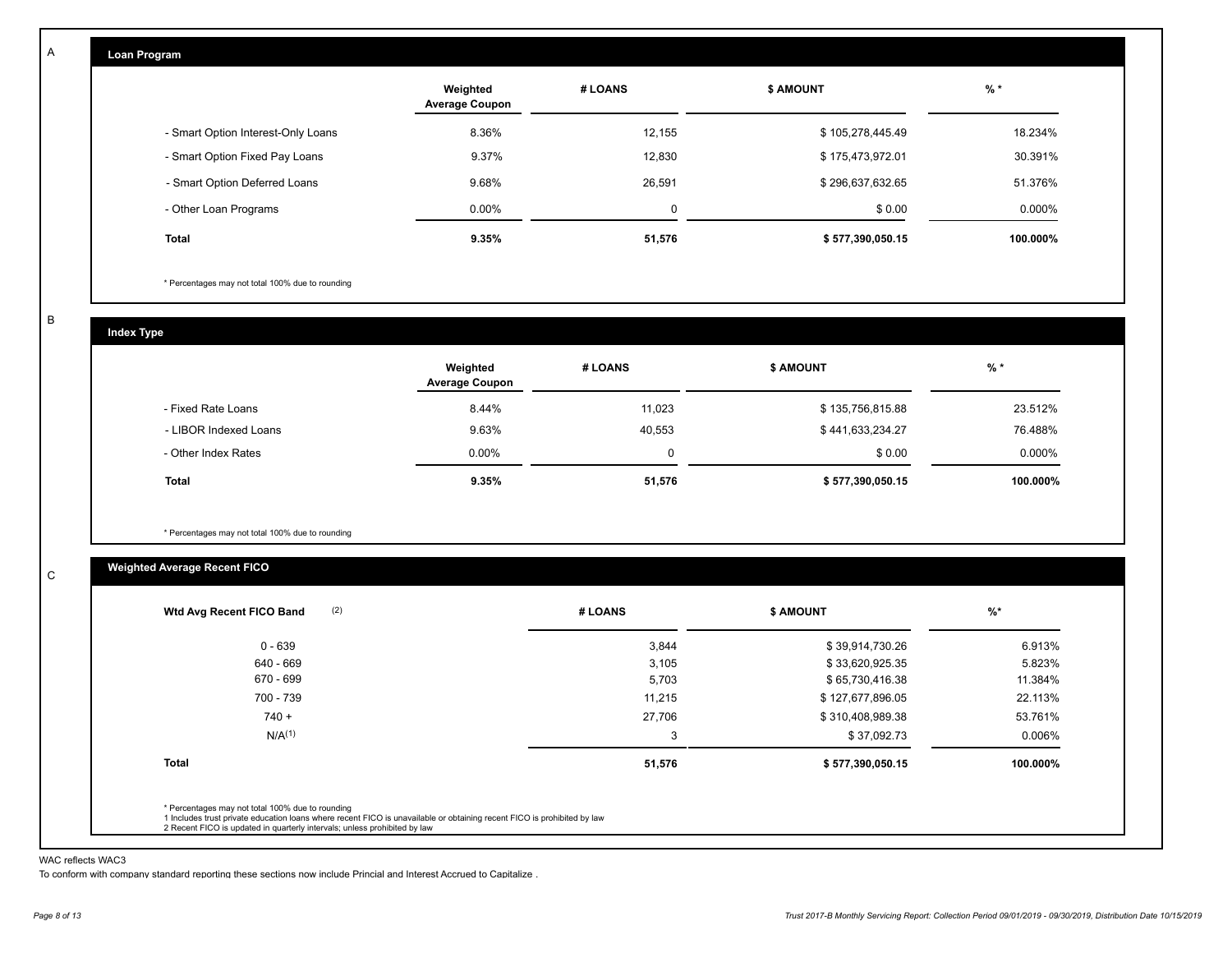A

## Loan Program

| | Weighted Average Coupon | # LOANS | $ AMOUNT | % * |
|---|---|---|---|---|
| - Smart Option Interest-Only Loans | 8.36% | 12,155 | $ 105,278,445.49 | 18.234% |
| - Smart Option Fixed Pay Loans | 9.37% | 12,830 | $ 175,473,972.01 | 30.391% |
| - Smart Option Deferred Loans | 9.68% | 26,591 | $ 296,637,632.65 | 51.376% |
| - Other Loan Programs | 0.00% | 0 | $ 0.00 | 0.000% |
| **Total** | **9.35%** | **51,576** | **$ 577,390,050.15** | **100.000%** |

\* Percentages may not total 100% due to rounding

B

## Index Type

| | Weighted Average Coupon | # LOANS | $ AMOUNT | % * |
|---|---|---|---|---|
| - Fixed Rate Loans | 8.44% | 11,023 | $ 135,756,815.88 | 23.512% |
| - LIBOR Indexed Loans | 9.63% | 40,553 | $ 441,633,234.27 | 76.488% |
| - Other Index Rates | 0.00% | 0 | $ 0.00 | 0.000% |
| **Total** | **9.35%** | **51,576** | **$ 577,390,050.15** | **100.000%** |

\* Percentages may not total 100% due to rounding

C

## Weighted Average Recent FICO

| Wtd Avg Recent FICO Band (2) | # LOANS | $ AMOUNT | %* |
|---|---|---|---|
| 0 - 639 | 3,844 | $ 39,914,730.26 | 6.913% |
| 640 - 669 | 3,105 | $ 33,620,925.35 | 5.823% |
| 670 - 699 | 5,703 | $ 65,730,416.38 | 11.384% |
| 700 - 739 | 11,215 | $ 127,677,896.05 | 22.113% |
| 740 + | 27,706 | $ 310,408,989.38 | 53.761% |
| N/A(1) | 3 | $ 37,092.73 | 0.006% |
| **Total** | **51,576** | **$ 577,390,050.15** | **100.000%** |

\* Percentages may not total 100% due to rounding
1 Includes trust private education loans where recent FICO is unavailable or obtaining recent FICO is prohibited by law
2 Recent FICO is updated in quarterly intervals; unless prohibited by law

WAC reflects WAC3

To conform with company standard reporting these sections now include Princial and Interest Accrued to Capitalize .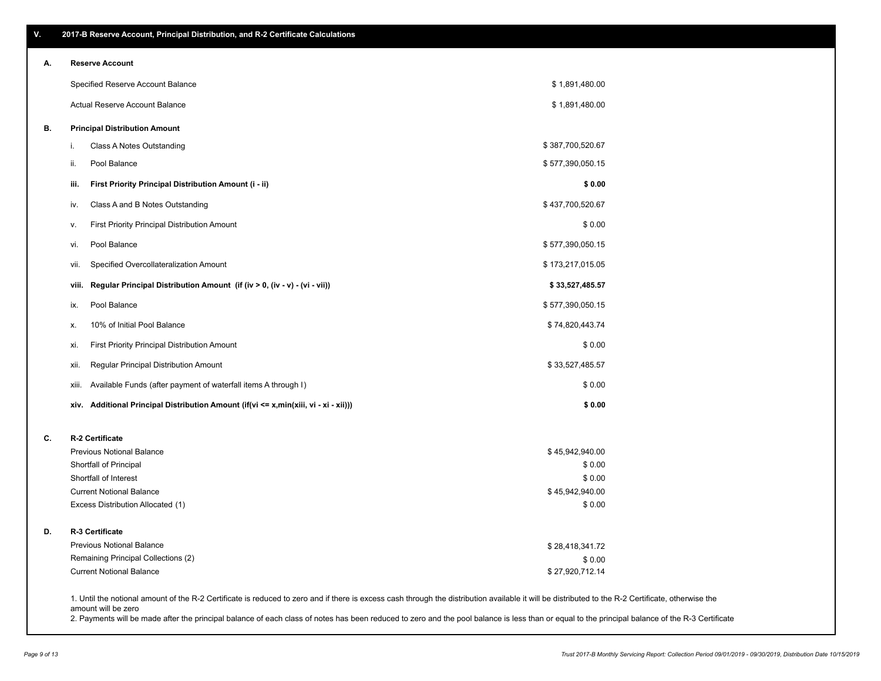## V. 2017-B Reserve Account, Principal Distribution, and R-2 Certificate Calculations

### A. Reserve Account

| | |
|---|---|
| Specified Reserve Account Balance | $ 1,891,480.00 |
| Actual Reserve Account Balance | $ 1,891,480.00 |

### B. Principal Distribution Amount

| | | |
|---|---|---|
| i. | Class A Notes Outstanding | $ 387,700,520.67 |
| ii. | Pool Balance | $ 577,390,050.15 |
| **iii.** | **First Priority Principal Distribution Amount (i - ii)** | **$ 0.00** |
| iv. | Class A and B Notes Outstanding | $ 437,700,520.67 |
| v. | First Priority Principal Distribution Amount | $ 0.00 |
| vi. | Pool Balance | $ 577,390,050.15 |
| vii. | Specified Overcollateralization Amount | $ 173,217,015.05 |
| **viii.** | **Regular Principal Distribution Amount (if (iv > 0, (iv - v) - (vi - vii))** | **$ 33,527,485.57** |
| ix. | Pool Balance | $ 577,390,050.15 |
| x. | 10% of Initial Pool Balance | $ 74,820,443.74 |
| xi. | First Priority Principal Distribution Amount | $ 0.00 |
| xii. | Regular Principal Distribution Amount | $ 33,527,485.57 |
| xiii. | Available Funds (after payment of waterfall items A through I) | $ 0.00 |
| **xiv.** | **Additional Principal Distribution Amount (if(vi <= x,min(xiii, vi - xi - xii)))** | **$ 0.00** |

### C. R-2 Certificate

| | |
|---|---|
| Previous Notional Balance | $ 45,942,940.00 |
| Shortfall of Principal | $ 0.00 |
| Shortfall of Interest | $ 0.00 |
| Current Notional Balance | $ 45,942,940.00 |
| Excess Distribution Allocated (1) | $ 0.00 |

### D. R-3 Certificate

| | |
|---|---|
| Previous Notional Balance | $ 28,418,341.72 |
| Remaining Principal Collections (2) | $ 0.00 |
| Current Notional Balance | $ 27,920,712.14 |

1. Until the notional amount of the R-2 Certificate is reduced to zero and if there is excess cash through the distribution available it will be distributed to the R-2 Certificate, otherwise the amount will be zero
2. Payments will be made after the principal balance of each class of notes has been reduced to zero and the pool balance is less than or equal to the principal balance of the R-3 Certificate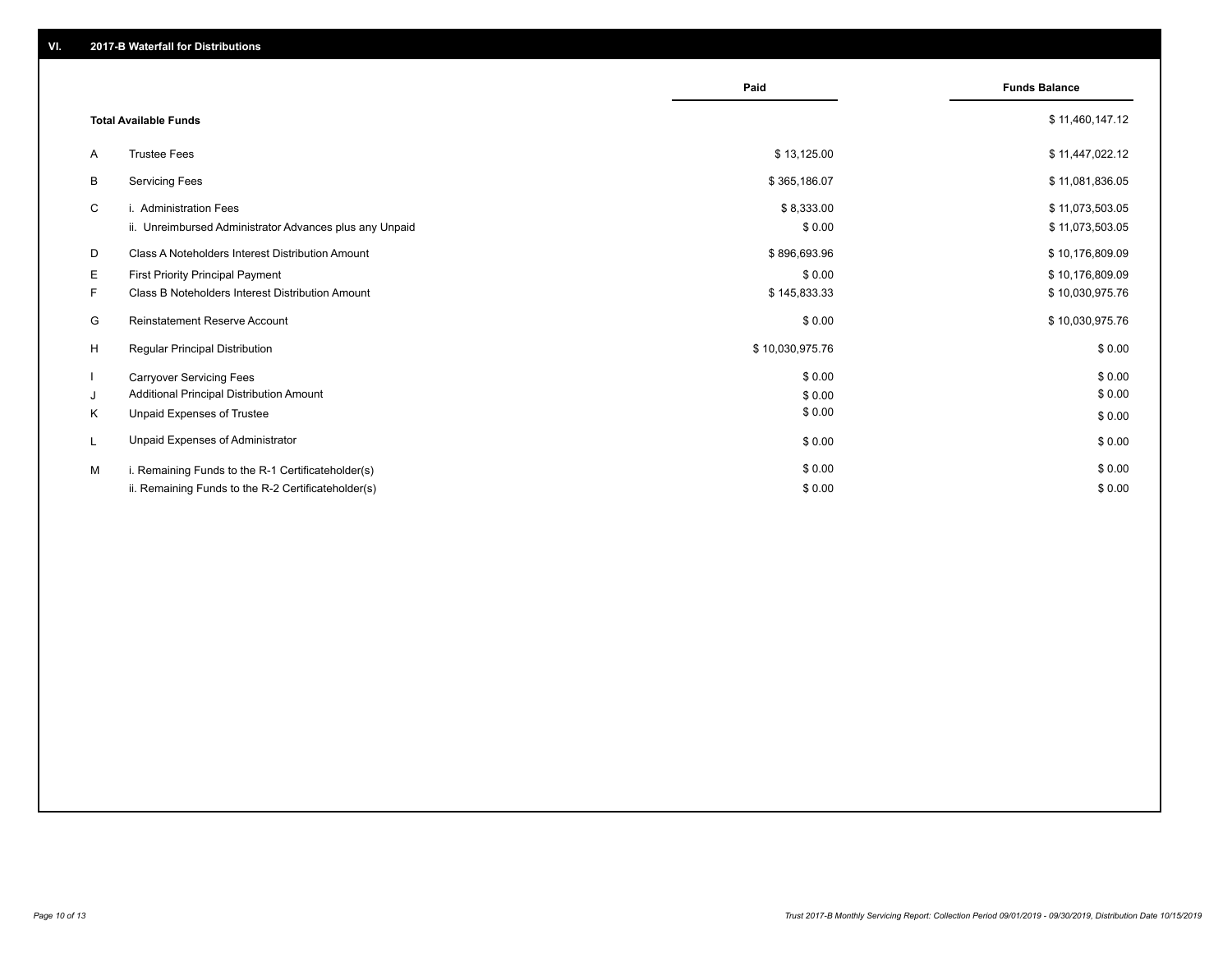## VI. 2017-B Waterfall for Distributions

| | | Paid | Funds Balance |
|---|---|---|---|
| | **Total Available Funds** | | $ 11,460,147.12 |
| A | Trustee Fees | $ 13,125.00 | $ 11,447,022.12 |
| B | Servicing Fees | $ 365,186.07 | $ 11,081,836.05 |
| C | i. Administration Fees | $ 8,333.00 | $ 11,073,503.05 |
| | ii. Unreimbursed Administrator Advances plus any Unpaid | $ 0.00 | $ 11,073,503.05 |
| D | Class A Noteholders Interest Distribution Amount | $ 896,693.96 | $ 10,176,809.09 |
| E | First Priority Principal Payment | $ 0.00 | $ 10,176,809.09 |
| F | Class B Noteholders Interest Distribution Amount | $ 145,833.33 | $ 10,030,975.76 |
| G | Reinstatement Reserve Account | $ 0.00 | $ 10,030,975.76 |
| H | Regular Principal Distribution | $ 10,030,975.76 | $ 0.00 |
| I | Carryover Servicing Fees | $ 0.00 | $ 0.00 |
| J | Additional Principal Distribution Amount | $ 0.00 | $ 0.00 |
| K | Unpaid Expenses of Trustee | $ 0.00 | $ 0.00 |
| L | Unpaid Expenses of Administrator | $ 0.00 | $ 0.00 |
| M | i. Remaining Funds to the R-1 Certificateholder(s) | $ 0.00 | $ 0.00 |
| | ii. Remaining Funds to the R-2 Certificateholder(s) | $ 0.00 | $ 0.00 |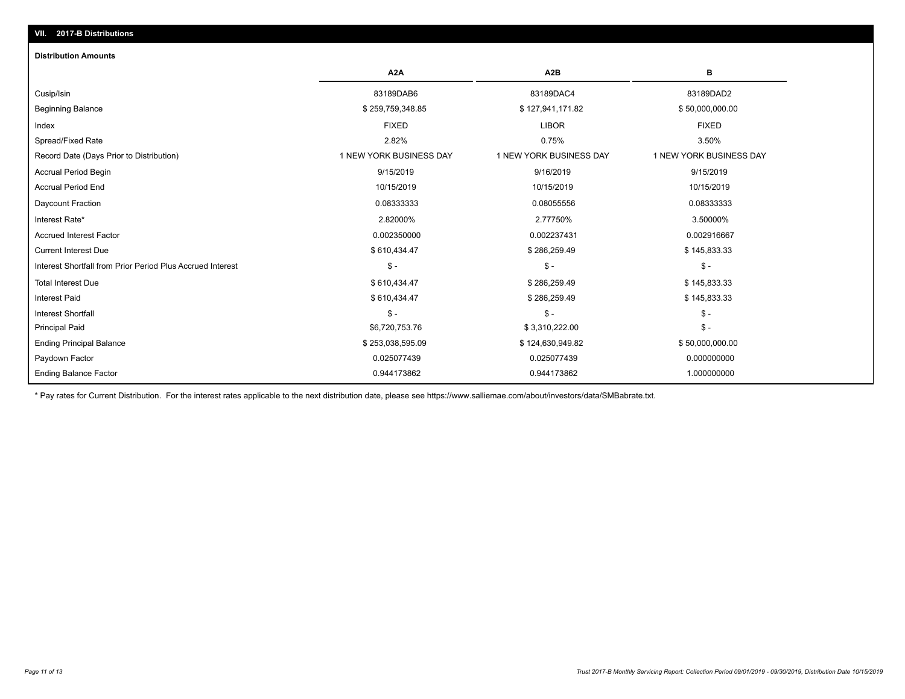## VII. 2017-B Distributions

### Distribution Amounts

| | A2A | A2B | B |
|---|---|---|---|
| Cusip/Isin | 83189DAB6 | 83189DAC4 | 83189DAD2 |
| Beginning Balance | $ 259,759,348.85 | $ 127,941,171.82 | $ 50,000,000.00 |
| Index | FIXED | LIBOR | FIXED |
| Spread/Fixed Rate | 2.82% | 0.75% | 3.50% |
| Record Date (Days Prior to Distribution) | 1 NEW YORK BUSINESS DAY | 1 NEW YORK BUSINESS DAY | 1 NEW YORK BUSINESS DAY |
| Accrual Period Begin | 9/15/2019 | 9/16/2019 | 9/15/2019 |
| Accrual Period End | 10/15/2019 | 10/15/2019 | 10/15/2019 |
| Daycount Fraction | 0.08333333 | 0.08055556 | 0.08333333 |
| Interest Rate* | 2.82000% | 2.77750% | 3.50000% |
| Accrued Interest Factor | 0.002350000 | 0.002237431 | 0.002916667 |
| Current Interest Due | $ 610,434.47 | $ 286,259.49 | $ 145,833.33 |
| Interest Shortfall from Prior Period Plus Accrued Interest | $ - | $ - | $ - |
| Total Interest Due | $ 610,434.47 | $ 286,259.49 | $ 145,833.33 |
| Interest Paid | $ 610,434.47 | $ 286,259.49 | $ 145,833.33 |
| Interest Shortfall | $ - | $ - | $ - |
| Principal Paid | $6,720,753.76 | $ 3,310,222.00 | $ - |
| Ending Principal Balance | $ 253,038,595.09 | $ 124,630,949.82 | $ 50,000,000.00 |
| Paydown Factor | 0.025077439 | 0.025077439 | 0.000000000 |
| Ending Balance Factor | 0.944173862 | 0.944173862 | 1.000000000 |

* Pay rates for Current Distribution. For the interest rates applicable to the next distribution date, please see https://www.salliemae.com/about/investors/data/SMBabrate.txt.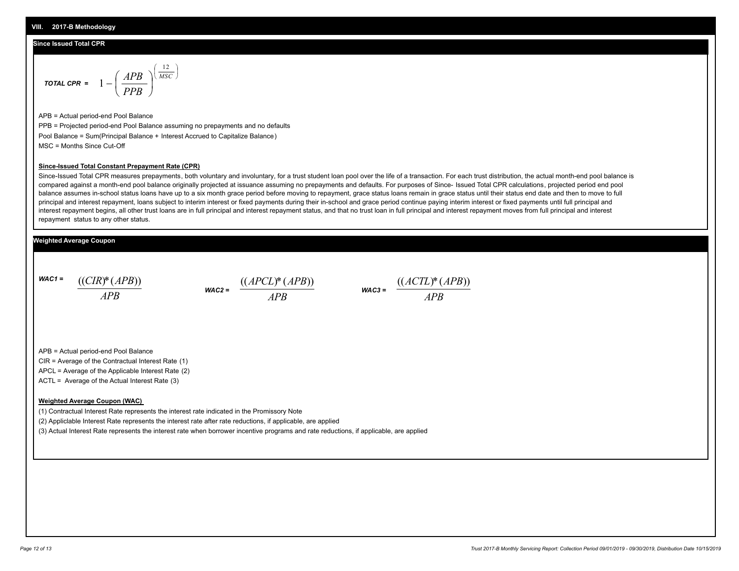## VIII. 2017-B Methodology

### Since Issued Total CPR

$$\textit{TOTAL CPR} = 1 - \left(\frac{APB}{PPB}\right)^{\left(\frac{12}{MSC}\right)}$$

APB = Actual period-end Pool Balance

PPB = Projected period-end Pool Balance assuming no prepayments and no defaults

Pool Balance = Sum(Principal Balance + Interest Accrued to Capitalize Balance)

MSC = Months Since Cut-Off

**Since-Issued Total Constant Prepayment Rate (CPR)**

Since-Issued Total CPR measures prepayments, both voluntary and involuntary, for a trust student loan pool over the life of a transaction. For each trust distribution, the actual month-end pool balance is compared against a month-end pool balance originally projected at issuance assuming no prepayments and defaults. For purposes of Since- Issued Total CPR calculations, projected period end pool balance assumes in-school status loans have up to a six month grace period before moving to repayment, grace status loans remain in grace status until their status end date and then to move to full principal and interest repayment, loans subject to interim interest or fixed payments during their in-school and grace period continue paying interim interest or fixed payments until full principal and interest repayment begins, all other trust loans are in full principal and interest repayment status, and that no trust loan in full principal and interest repayment moves from full principal and interest repayment status to any other status.

### Weighted Average Coupon

$$\textit{WAC1} = \frac{((CIR)*(APB))}{APB} \qquad \textit{WAC2} = \frac{((APCL)*(APB))}{APB} \qquad \textit{WAC3} = \frac{((ACTL)*(APB))}{APB}$$

APB = Actual period-end Pool Balance

CIR = Average of the Contractual Interest Rate (1)

APCL = Average of the Applicable Interest Rate (2)

ACTL = Average of the Actual Interest Rate (3)

**Weighted Average Coupon (WAC)**

(1) Contractual Interest Rate represents the interest rate indicated in the Promissory Note

(2) Appliclable Interest Rate represents the interest rate after rate reductions, if applicable, are applied

(3) Actual Interest Rate represents the interest rate when borrower incentive programs and rate reductions, if applicable, are applied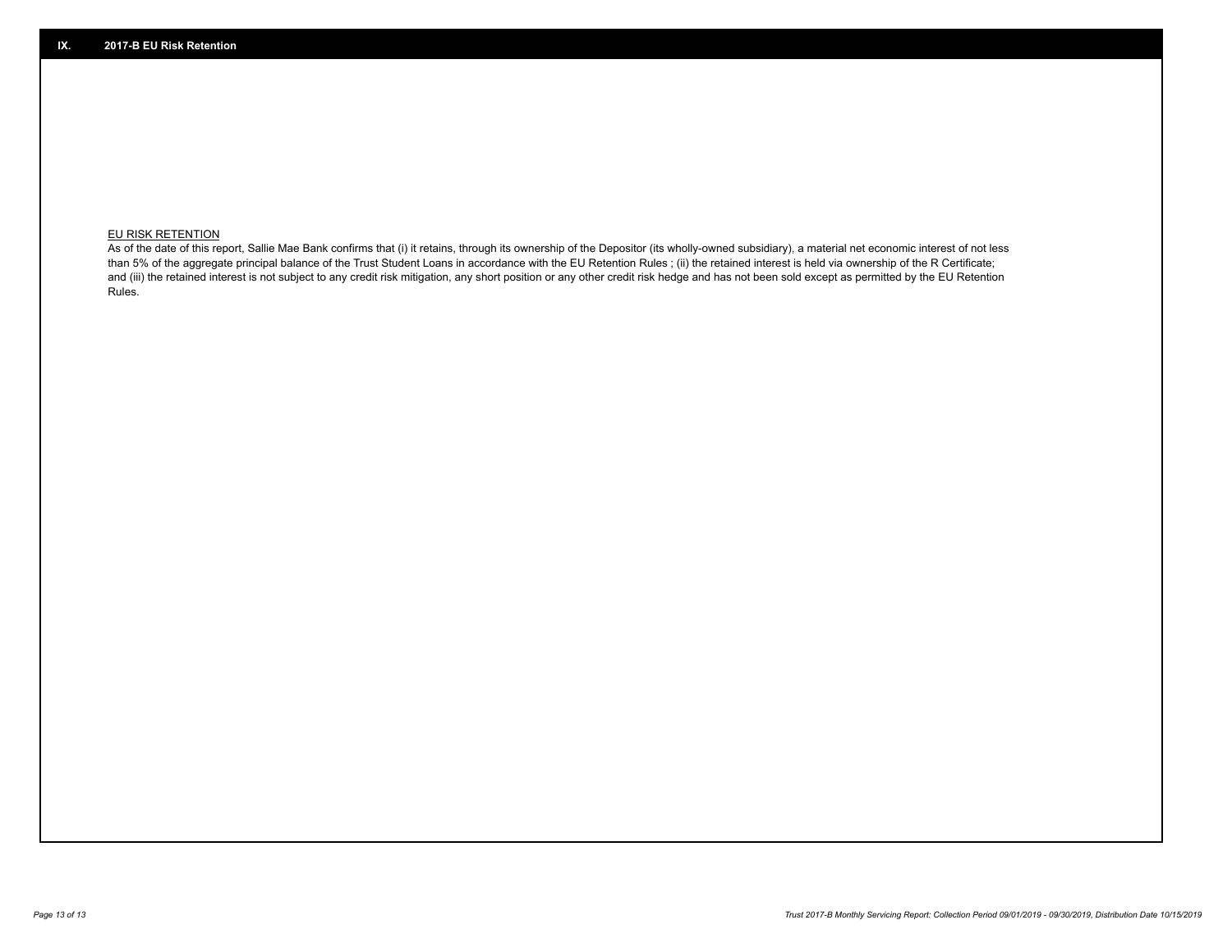## IX. 2017-B EU Risk Retention

EU RISK RETENTION

As of the date of this report, Sallie Mae Bank confirms that (i) it retains, through its ownership of the Depositor (its wholly-owned subsidiary), a material net economic interest of not less than 5% of the aggregate principal balance of the Trust Student Loans in accordance with the EU Retention Rules ; (ii) the retained interest is held via ownership of the R Certificate; and (iii) the retained interest is not subject to any credit risk mitigation, any short position or any other credit risk hedge and has not been sold except as permitted by the EU Retention Rules.